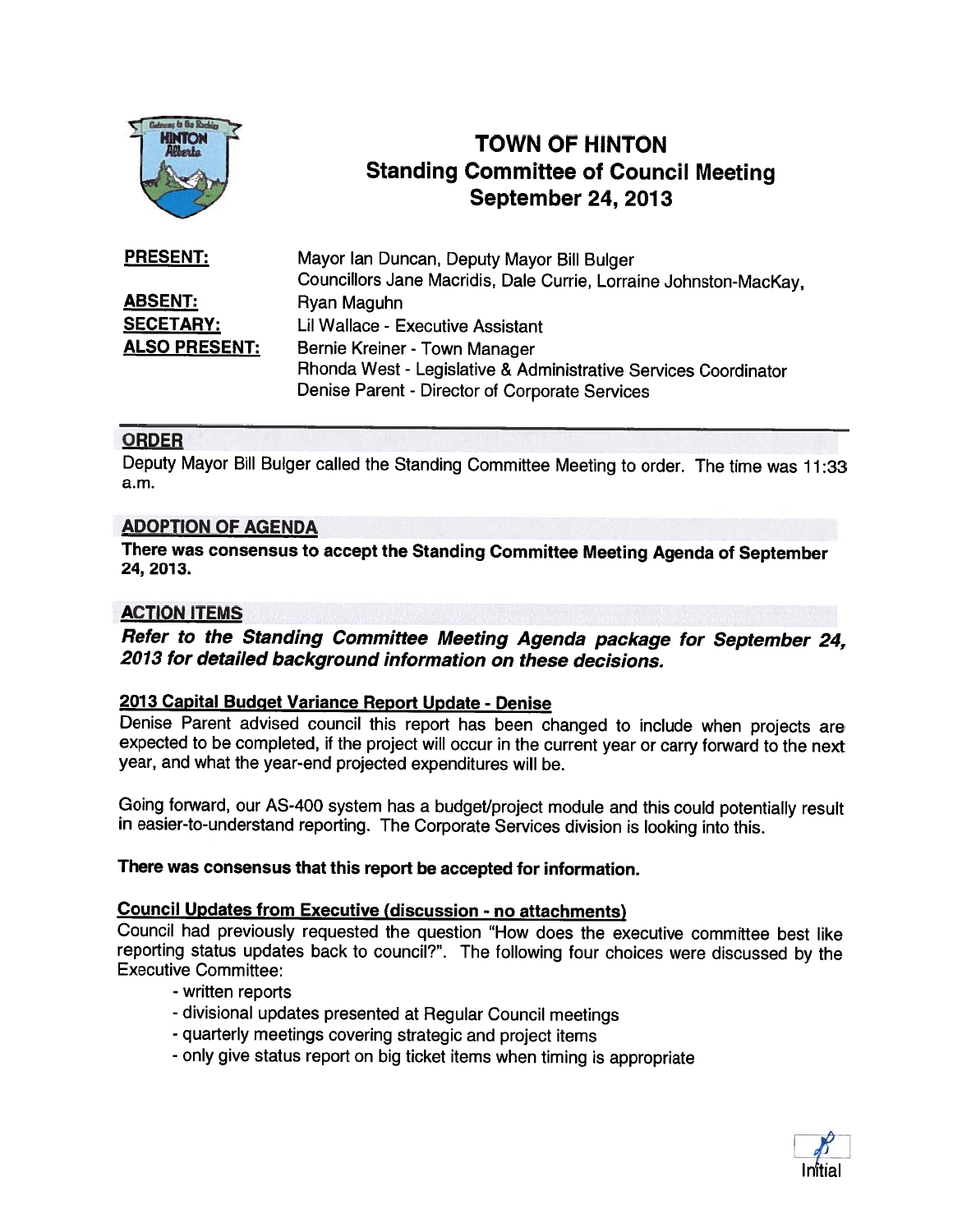# TOWN OF HINTON
## Standing Committee of Council Meeting
## September 24, 2013

| | |
|---|---|
| **PRESENT:** | Mayor Ian Duncan, Deputy Mayor Bill Bulger<br>Councillors Jane Macridis, Dale Currie, Lorraine Johnston-MacKay, |
| **ABSENT:** | Ryan Maguhn |
| **SECETARY:** | Lil Wallace - Executive Assistant |
| **ALSO PRESENT:** | Bernie Kreiner - Town Manager<br>Rhonda West - Legislative & Administrative Services Coordinator<br>Denise Parent - Director of Corporate Services |

## ORDER

Deputy Mayor Bill Bulger called the Standing Committee Meeting to order. The time was 11:33 a.m.

## ADOPTION OF AGENDA

**There was consensus to accept the Standing Committee Meeting Agenda of September 24, 2013.**

## ACTION ITEMS

***Refer to the Standing Committee Meeting Agenda package for September 24, 2013 for detailed background information on these decisions.***

### 2013 Capital Budget Variance Report Update - Denise

Denise Parent advised council this report has been changed to include when projects are expected to be completed, if the project will occur in the current year or carry forward to the next year, and what the year-end projected expenditures will be.

Going forward, our AS-400 system has a budget/project module and this could potentially result in easier-to-understand reporting. The Corporate Services division is looking into this.

**There was consensus that this report be accepted for information.**

### Council Updates from Executive (discussion - no attachments)

Council had previously requested the question "How does the executive committee best like reporting status updates back to council?". The following four choices were discussed by the Executive Committee:

- written reports
- divisional updates presented at Regular Council meetings
- quarterly meetings covering strategic and project items
- only give status report on big ticket items when timing is appropriate

Initial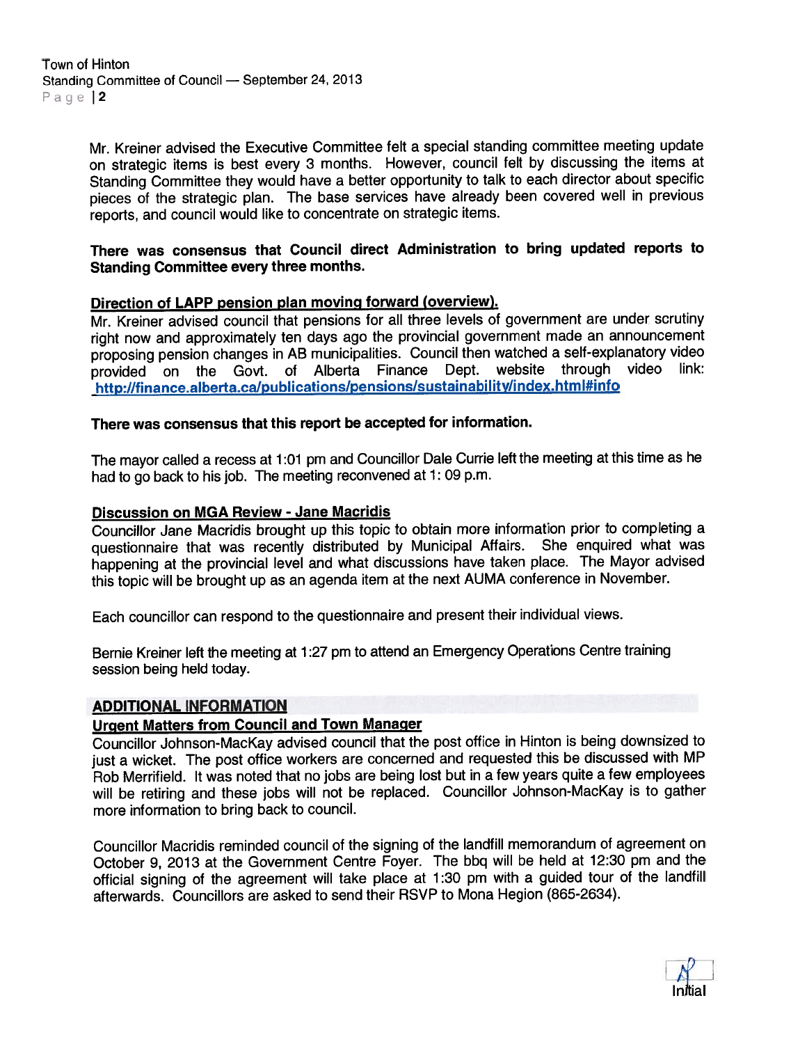Mr. Kreiner advised the Executive Committee felt a special standing committee meeting update on strategic items is best every 3 months. However, council felt by discussing the items at Standing Committee they would have a better opportunity to talk to each director about specific pieces of the strategic plan. The base services have already been covered well in previous reports, and council would like to concentrate on strategic items.

**There was consensus that Council direct Administration to bring updated reports to Standing Committee every three months.**

**Direction of LAPP pension plan moving forward (overview).**

Mr. Kreiner advised council that pensions for all three levels of government are under scrutiny right now and approximately ten days ago the provincial government made an announcement proposing pension changes in AB municipalities. Council then watched a self-explanatory video provided on the Govt. of Alberta Finance Dept. website through video link: http://finance.alberta.ca/publications/pensions/sustainability/index.html#info

**There was consensus that this report be accepted for information.**

The mayor called a recess at 1:01 pm and Councillor Dale Currie left the meeting at this time as he had to go back to his job. The meeting reconvened at 1: 09 p.m.

**Discussion on MGA Review - Jane Macridis**

Councillor Jane Macridis brought up this topic to obtain more information prior to completing a questionnaire that was recently distributed by Municipal Affairs. She enquired what was happening at the provincial level and what discussions have taken place. The Mayor advised this topic will be brought up as an agenda item at the next AUMA conference in November.

Each councillor can respond to the questionnaire and present their individual views.

Bernie Kreiner left the meeting at 1:27 pm to attend an Emergency Operations Centre training session being held today.

## ADDITIONAL INFORMATION

**Urgent Matters from Council and Town Manager**

Councillor Johnson-MacKay advised council that the post office in Hinton is being downsized to just a wicket. The post office workers are concerned and requested this be discussed with MP Rob Merrifield. It was noted that no jobs are being lost but in a few years quite a few employees will be retiring and these jobs will not be replaced. Councillor Johnson-MacKay is to gather more information to bring back to council.

Councillor Macridis reminded council of the signing of the landfill memorandum of agreement on October 9, 2013 at the Government Centre Foyer. The bbq will be held at 12:30 pm and the official signing of the agreement will take place at 1:30 pm with a guided tour of the landfill afterwards. Councillors are asked to send their RSVP to Mona Hegion (865-2634).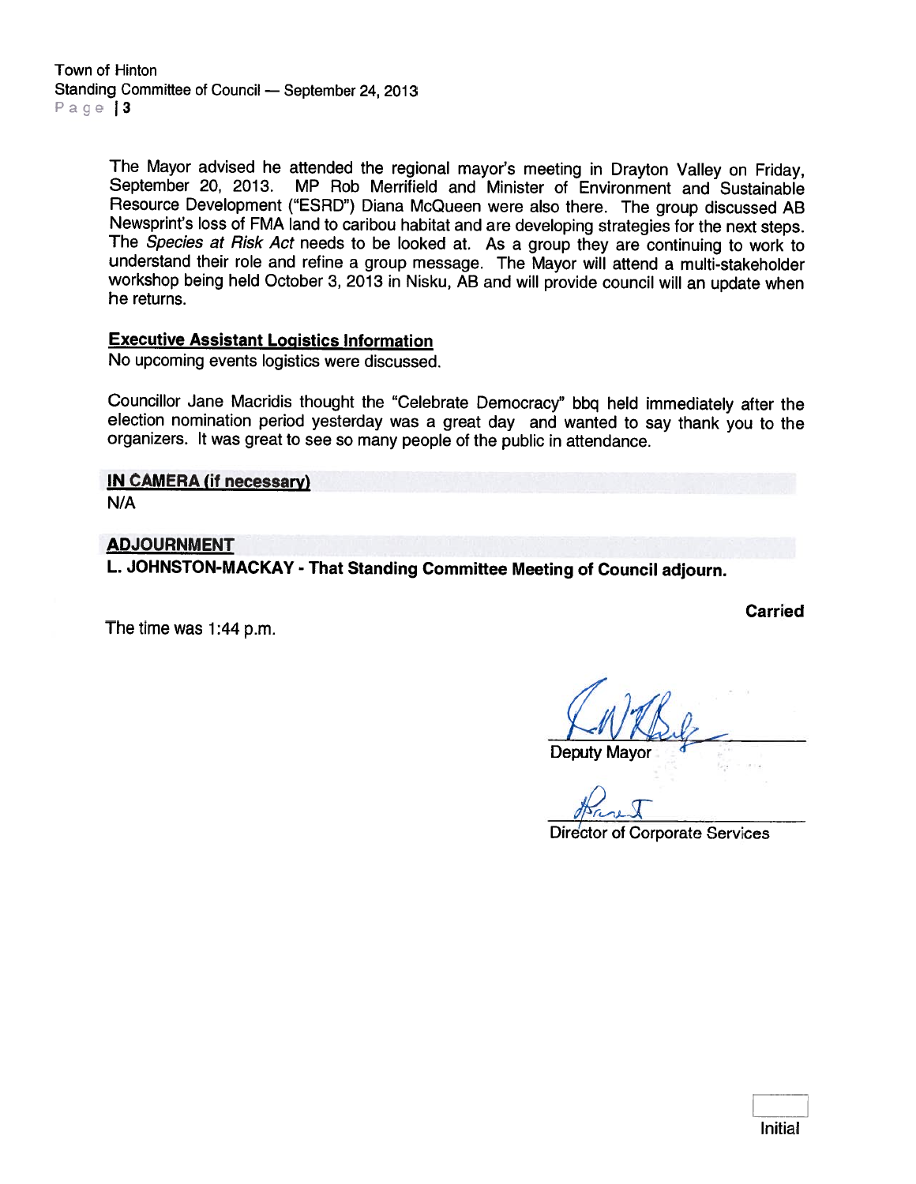The Mayor advised he attended the regional mayor's meeting in Drayton Valley on Friday, September 20, 2013. MP Rob Merrifield and Minister of Environment and Sustainable Resource Development ("ESRD") Diana McQueen were also there. The group discussed AB Newsprint's loss of FMA land to caribou habitat and are developing strategies for the next steps. The *Species at Risk Act* needs to be looked at. As a group they are continuing to work to understand their role and refine a group message. The Mayor will attend a multi-stakeholder workshop being held October 3, 2013 in Nisku, AB and will provide council will an update when he returns.

**Executive Assistant Logistics Information**

No upcoming events logistics were discussed.

Councillor Jane Macridis thought the "Celebrate Democracy" bbq held immediately after the election nomination period yesterday was a great day and wanted to say thank you to the organizers. It was great to see so many people of the public in attendance.

**IN CAMERA (if necessary)**

N/A

**ADJOURNMENT**

**L. JOHNSTON-MACKAY - That Standing Committee Meeting of Council adjourn.**

**Carried**

The time was 1:44 p.m.

Deputy Mayor

Director of Corporate Services

Initial